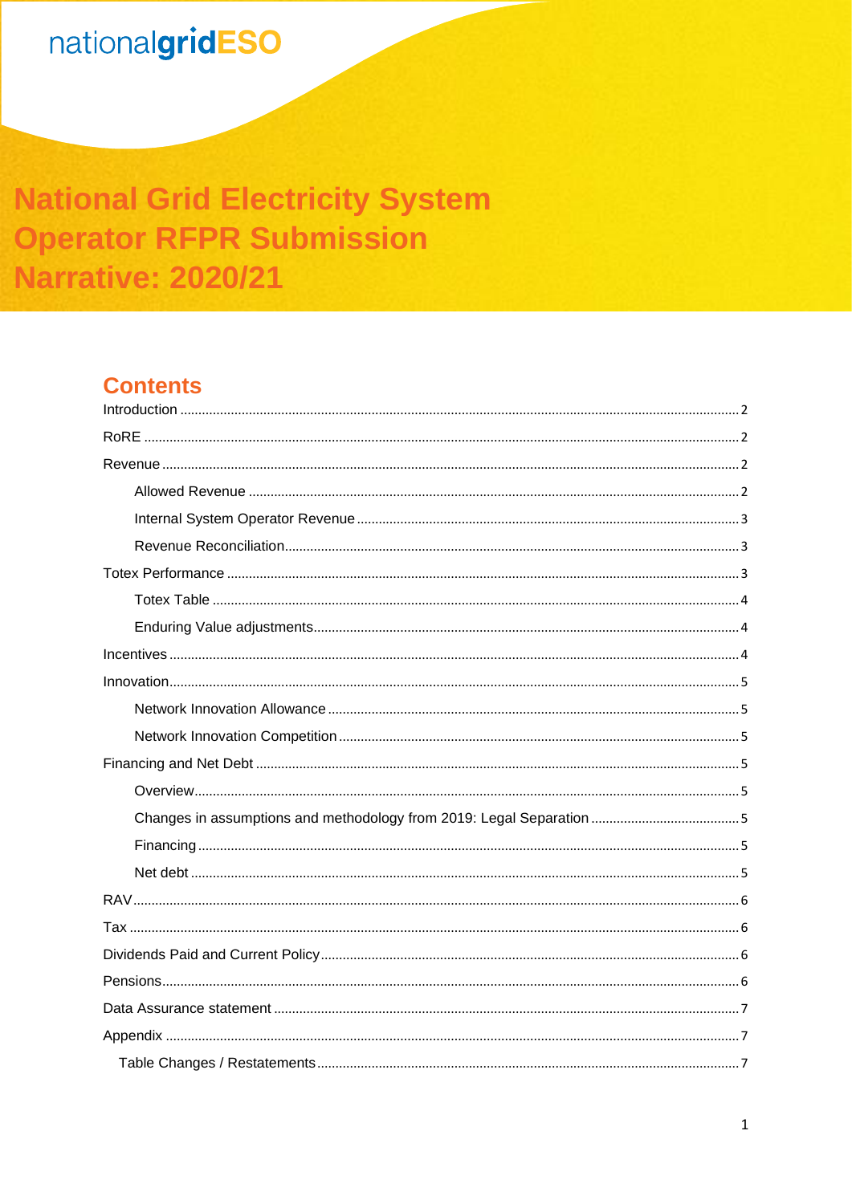nationalgridESO

# National Grid Electricity System Operator RFPR Submission Narrative: 2020/21

## Contents

Introduction ..... 2
RoRE ..... 2
Revenue ..... 2
- Allowed Revenue ..... 2
- Internal System Operator Revenue ..... 3
- Revenue Reconciliation ..... 3

Totex Performance ..... 3
- Totex Table ..... 4
- Enduring Value adjustments ..... 4

Incentives ..... 4
Innovation ..... 5
- Network Innovation Allowance ..... 5
- Network Innovation Competition ..... 5

Financing and Net Debt ..... 5
- Overview ..... 5
- Changes in assumptions and methodology from 2019: Legal Separation ..... 5
- Financing ..... 5
- Net debt ..... 5

RAV ..... 6
Tax ..... 6
Dividends Paid and Current Policy ..... 6
Pensions ..... 6
Data Assurance statement ..... 7
Appendix ..... 7
- Table Changes / Restatements ..... 7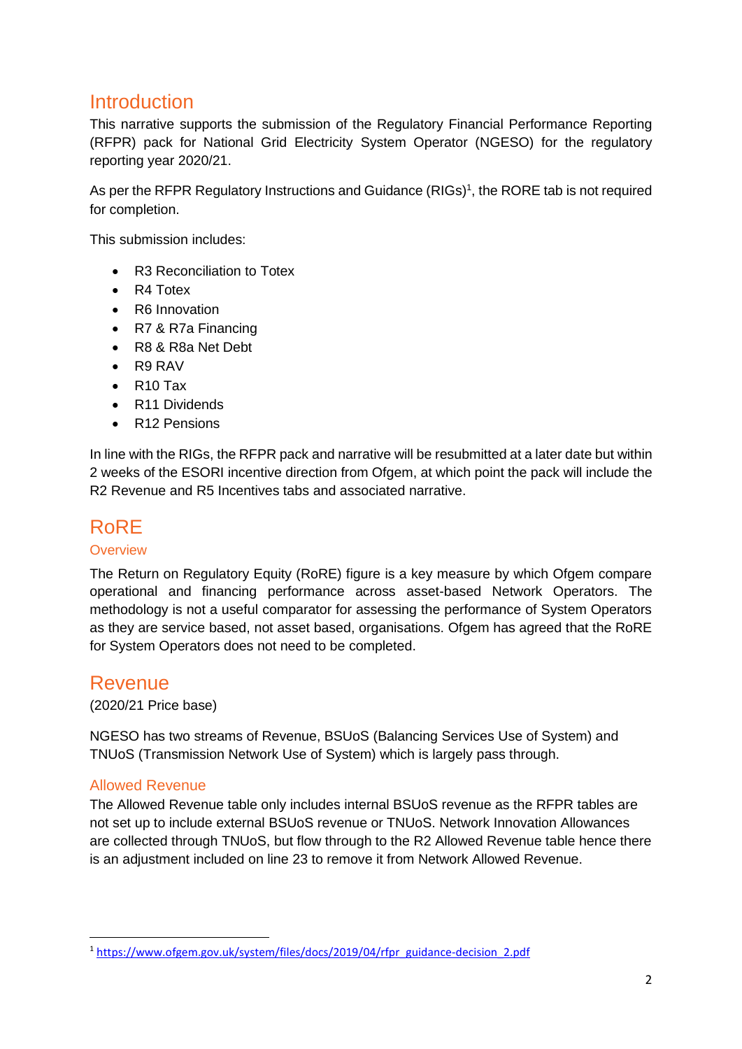# Introduction

This narrative supports the submission of the Regulatory Financial Performance Reporting (RFPR) pack for National Grid Electricity System Operator (NGESO) for the regulatory reporting year 2020/21.

As per the RFPR Regulatory Instructions and Guidance (RIGs)[1], the RORE tab is not required for completion.

This submission includes:

- R3 Reconciliation to Totex
- R4 Totex
- R6 Innovation
- R7 & R7a Financing
- R8 & R8a Net Debt
- R9 RAV
- R10 Tax
- R11 Dividends
- R12 Pensions

In line with the RIGs, the RFPR pack and narrative will be resubmitted at a later date but within 2 weeks of the ESORI incentive direction from Ofgem, at which point the pack will include the R2 Revenue and R5 Incentives tabs and associated narrative.

# RoRE

## Overview

The Return on Regulatory Equity (RoRE) figure is a key measure by which Ofgem compare operational and financing performance across asset-based Network Operators. The methodology is not a useful comparator for assessing the performance of System Operators as they are service based, not asset based, organisations. Ofgem has agreed that the RoRE for System Operators does not need to be completed.

# Revenue

(2020/21 Price base)

NGESO has two streams of Revenue, BSUoS (Balancing Services Use of System) and TNUoS (Transmission Network Use of System) which is largely pass through.

## Allowed Revenue

The Allowed Revenue table only includes internal BSUoS revenue as the RFPR tables are not set up to include external BSUoS revenue or TNUoS. Network Innovation Allowances are collected through TNUoS, but flow through to the R2 Allowed Revenue table hence there is an adjustment included on line 23 to remove it from Network Allowed Revenue.

[1] https://www.ofgem.gov.uk/system/files/docs/2019/04/rfpr_guidance-decision_2.pdf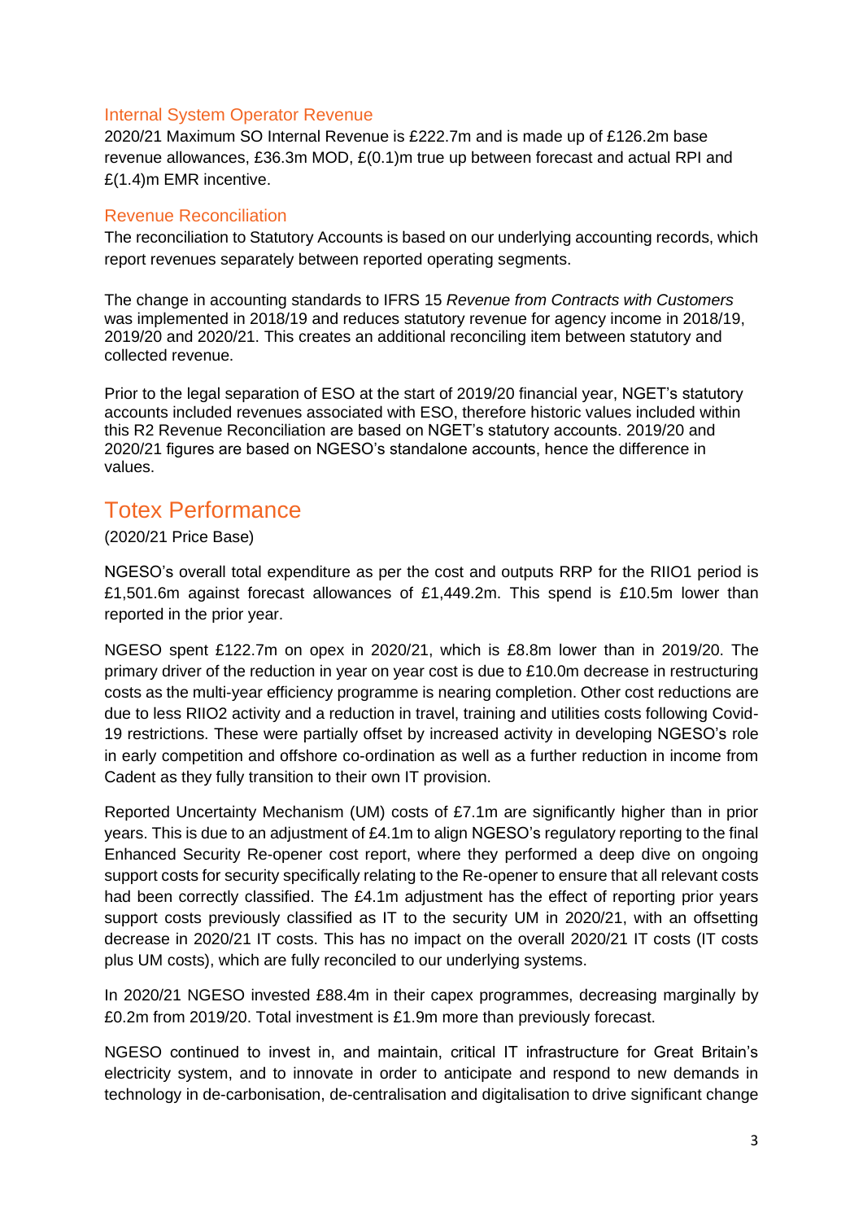### Internal System Operator Revenue

2020/21 Maximum SO Internal Revenue is £222.7m and is made up of £126.2m base revenue allowances, £36.3m MOD, £(0.1)m true up between forecast and actual RPI and £(1.4)m EMR incentive.

### Revenue Reconciliation

The reconciliation to Statutory Accounts is based on our underlying accounting records, which report revenues separately between reported operating segments.

The change in accounting standards to IFRS 15 *Revenue from Contracts with Customers* was implemented in 2018/19 and reduces statutory revenue for agency income in 2018/19, 2019/20 and 2020/21. This creates an additional reconciling item between statutory and collected revenue.

Prior to the legal separation of ESO at the start of 2019/20 financial year, NGET's statutory accounts included revenues associated with ESO, therefore historic values included within this R2 Revenue Reconciliation are based on NGET's statutory accounts. 2019/20 and 2020/21 figures are based on NGESO's standalone accounts, hence the difference in values.

## Totex Performance

(2020/21 Price Base)

NGESO's overall total expenditure as per the cost and outputs RRP for the RIIO1 period is £1,501.6m against forecast allowances of £1,449.2m. This spend is £10.5m lower than reported in the prior year.

NGESO spent £122.7m on opex in 2020/21, which is £8.8m lower than in 2019/20. The primary driver of the reduction in year on year cost is due to £10.0m decrease in restructuring costs as the multi-year efficiency programme is nearing completion. Other cost reductions are due to less RIIO2 activity and a reduction in travel, training and utilities costs following Covid-19 restrictions. These were partially offset by increased activity in developing NGESO's role in early competition and offshore co-ordination as well as a further reduction in income from Cadent as they fully transition to their own IT provision.

Reported Uncertainty Mechanism (UM) costs of £7.1m are significantly higher than in prior years. This is due to an adjustment of £4.1m to align NGESO's regulatory reporting to the final Enhanced Security Re-opener cost report, where they performed a deep dive on ongoing support costs for security specifically relating to the Re-opener to ensure that all relevant costs had been correctly classified. The £4.1m adjustment has the effect of reporting prior years support costs previously classified as IT to the security UM in 2020/21, with an offsetting decrease in 2020/21 IT costs. This has no impact on the overall 2020/21 IT costs (IT costs plus UM costs), which are fully reconciled to our underlying systems.

In 2020/21 NGESO invested £88.4m in their capex programmes, decreasing marginally by £0.2m from 2019/20. Total investment is £1.9m more than previously forecast.

NGESO continued to invest in, and maintain, critical IT infrastructure for Great Britain's electricity system, and to innovate in order to anticipate and respond to new demands in technology in de-carbonisation, de-centralisation and digitalisation to drive significant change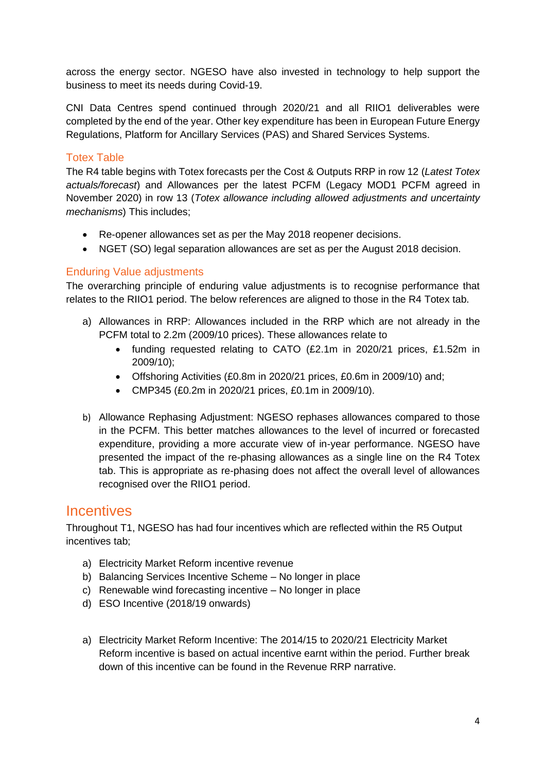across the energy sector. NGESO have also invested in technology to help support the business to meet its needs during Covid-19.

CNI Data Centres spend continued through 2020/21 and all RIIO1 deliverables were completed by the end of the year. Other key expenditure has been in European Future Energy Regulations, Platform for Ancillary Services (PAS) and Shared Services Systems.

### Totex Table

The R4 table begins with Totex forecasts per the Cost & Outputs RRP in row 12 (*Latest Totex actuals/forecast*) and Allowances per the latest PCFM (Legacy MOD1 PCFM agreed in November 2020) in row 13 (*Totex allowance including allowed adjustments and uncertainty mechanisms*) This includes;

- Re-opener allowances set as per the May 2018 reopener decisions.
- NGET (SO) legal separation allowances are set as per the August 2018 decision.

### Enduring Value adjustments

The overarching principle of enduring value adjustments is to recognise performance that relates to the RIIO1 period. The below references are aligned to those in the R4 Totex tab.

a) Allowances in RRP: Allowances included in the RRP which are not already in the PCFM total to 2.2m (2009/10 prices). These allowances relate to
   - funding requested relating to CATO (£2.1m in 2020/21 prices, £1.52m in 2009/10);
   - Offshoring Activities (£0.8m in 2020/21 prices, £0.6m in 2009/10) and;
   - CMP345 (£0.2m in 2020/21 prices, £0.1m in 2009/10).

b) Allowance Rephasing Adjustment: NGESO rephases allowances compared to those in the PCFM. This better matches allowances to the level of incurred or forecasted expenditure, providing a more accurate view of in-year performance. NGESO have presented the impact of the re-phasing allowances as a single line on the R4 Totex tab. This is appropriate as re-phasing does not affect the overall level of allowances recognised over the RIIO1 period.

## Incentives

Throughout T1, NGESO has had four incentives which are reflected within the R5 Output incentives tab;

a) Electricity Market Reform incentive revenue
b) Balancing Services Incentive Scheme – No longer in place
c) Renewable wind forecasting incentive – No longer in place
d) ESO Incentive (2018/19 onwards)

a) Electricity Market Reform Incentive: The 2014/15 to 2020/21 Electricity Market Reform incentive is based on actual incentive earnt within the period. Further break down of this incentive can be found in the Revenue RRP narrative.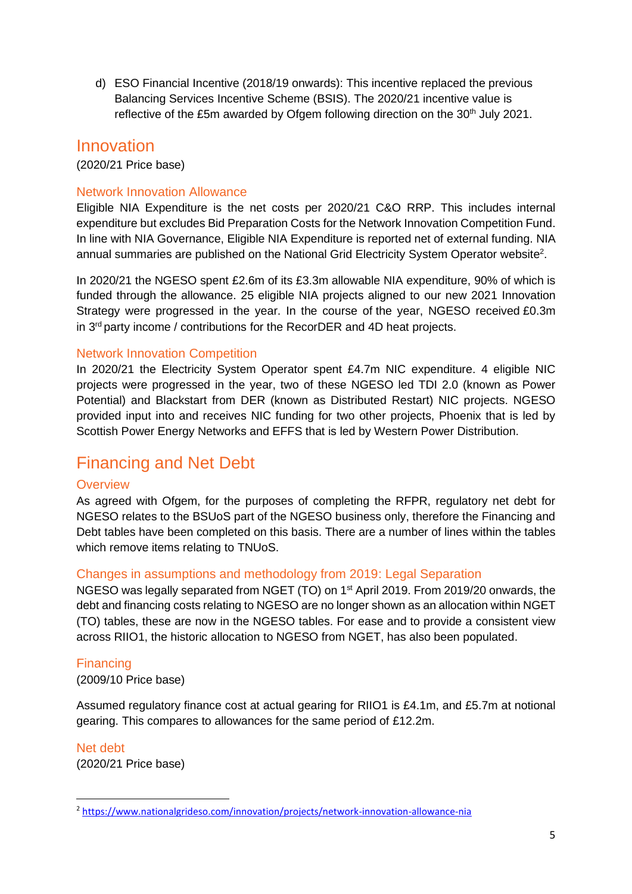d) ESO Financial Incentive (2018/19 onwards): This incentive replaced the previous Balancing Services Incentive Scheme (BSIS). The 2020/21 incentive value is reflective of the £5m awarded by Ofgem following direction on the 30th July 2021.

# Innovation

(2020/21 Price base)

## Network Innovation Allowance

Eligible NIA Expenditure is the net costs per 2020/21 C&O RRP. This includes internal expenditure but excludes Bid Preparation Costs for the Network Innovation Competition Fund. In line with NIA Governance, Eligible NIA Expenditure is reported net of external funding. NIA annual summaries are published on the National Grid Electricity System Operator website[2].

In 2020/21 the NGESO spent £2.6m of its £3.3m allowable NIA expenditure, 90% of which is funded through the allowance. 25 eligible NIA projects aligned to our new 2021 Innovation Strategy were progressed in the year. In the course of the year, NGESO received £0.3m in 3rd party income / contributions for the RecorDER and 4D heat projects.

## Network Innovation Competition

In 2020/21 the Electricity System Operator spent £4.7m NIC expenditure. 4 eligible NIC projects were progressed in the year, two of these NGESO led TDI 2.0 (known as Power Potential) and Blackstart from DER (known as Distributed Restart) NIC projects. NGESO provided input into and receives NIC funding for two other projects, Phoenix that is led by Scottish Power Energy Networks and EFFS that is led by Western Power Distribution.

# Financing and Net Debt

## Overview

As agreed with Ofgem, for the purposes of completing the RFPR, regulatory net debt for NGESO relates to the BSUoS part of the NGESO business only, therefore the Financing and Debt tables have been completed on this basis. There are a number of lines within the tables which remove items relating to TNUoS.

## Changes in assumptions and methodology from 2019: Legal Separation

NGESO was legally separated from NGET (TO) on 1st April 2019. From 2019/20 onwards, the debt and financing costs relating to NGESO are no longer shown as an allocation within NGET (TO) tables, these are now in the NGESO tables. For ease and to provide a consistent view across RIIO1, the historic allocation to NGESO from NGET, has also been populated.

## Financing

(2009/10 Price base)

Assumed regulatory finance cost at actual gearing for RIIO1 is £4.1m, and £5.7m at notional gearing. This compares to allowances for the same period of £12.2m.

## Net debt

(2020/21 Price base)

[2] https://www.nationalgrideso.com/innovation/projects/network-innovation-allowance-nia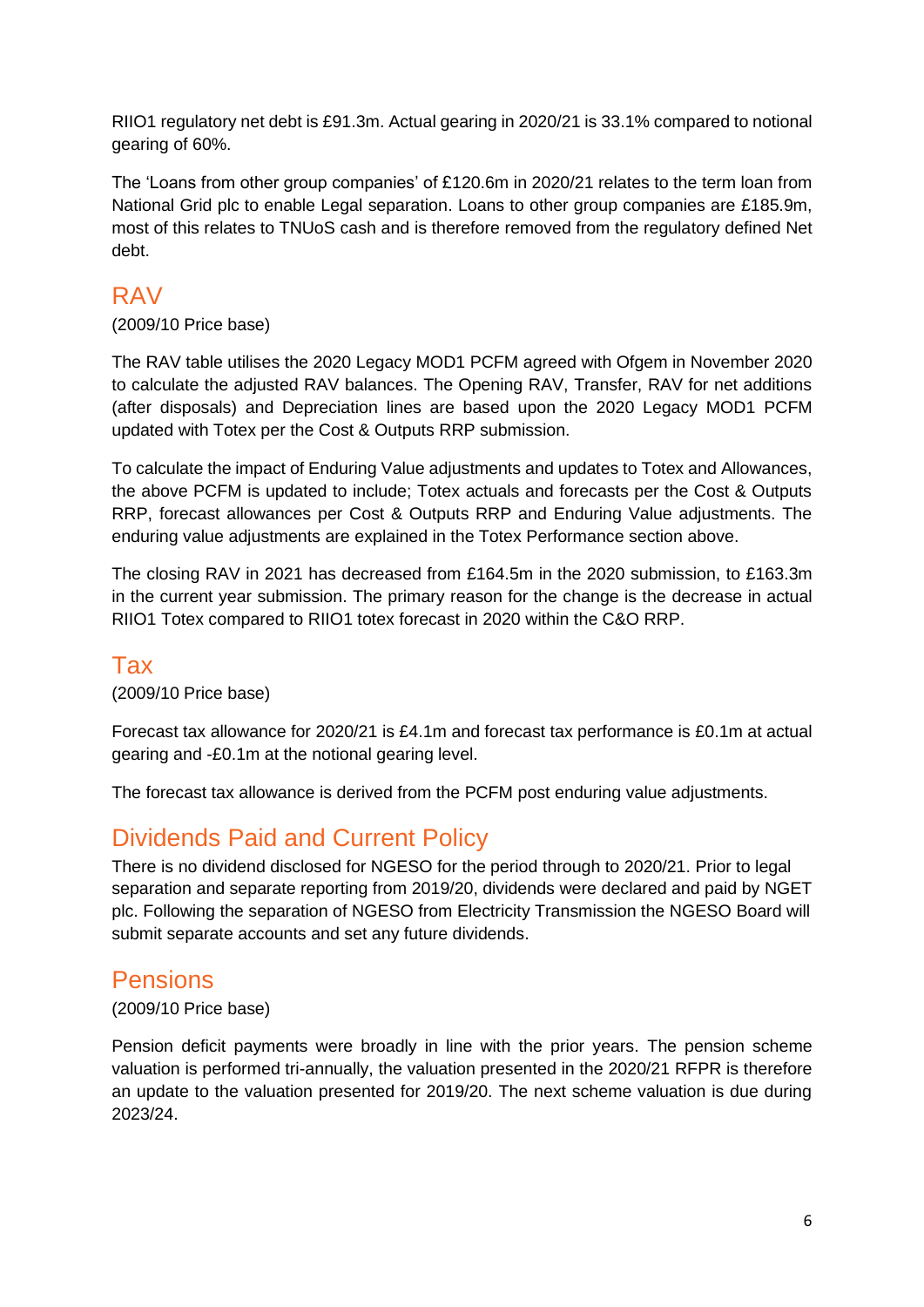RIIO1 regulatory net debt is £91.3m. Actual gearing in 2020/21 is 33.1% compared to notional gearing of 60%.

The 'Loans from other group companies' of £120.6m in 2020/21 relates to the term loan from National Grid plc to enable Legal separation. Loans to other group companies are £185.9m, most of this relates to TNUoS cash and is therefore removed from the regulatory defined Net debt.

## RAV

(2009/10 Price base)

The RAV table utilises the 2020 Legacy MOD1 PCFM agreed with Ofgem in November 2020 to calculate the adjusted RAV balances. The Opening RAV, Transfer, RAV for net additions (after disposals) and Depreciation lines are based upon the 2020 Legacy MOD1 PCFM updated with Totex per the Cost & Outputs RRP submission.

To calculate the impact of Enduring Value adjustments and updates to Totex and Allowances, the above PCFM is updated to include; Totex actuals and forecasts per the Cost & Outputs RRP, forecast allowances per Cost & Outputs RRP and Enduring Value adjustments. The enduring value adjustments are explained in the Totex Performance section above.

The closing RAV in 2021 has decreased from £164.5m in the 2020 submission, to £163.3m in the current year submission. The primary reason for the change is the decrease in actual RIIO1 Totex compared to RIIO1 totex forecast in 2020 within the C&O RRP.

## Tax

(2009/10 Price base)

Forecast tax allowance for 2020/21 is £4.1m and forecast tax performance is £0.1m at actual gearing and -£0.1m at the notional gearing level.

The forecast tax allowance is derived from the PCFM post enduring value adjustments.

## Dividends Paid and Current Policy

There is no dividend disclosed for NGESO for the period through to 2020/21. Prior to legal separation and separate reporting from 2019/20, dividends were declared and paid by NGET plc. Following the separation of NGESO from Electricity Transmission the NGESO Board will submit separate accounts and set any future dividends.

## Pensions

(2009/10 Price base)

Pension deficit payments were broadly in line with the prior years. The pension scheme valuation is performed tri-annually, the valuation presented in the 2020/21 RFPR is therefore an update to the valuation presented for 2019/20. The next scheme valuation is due during 2023/24.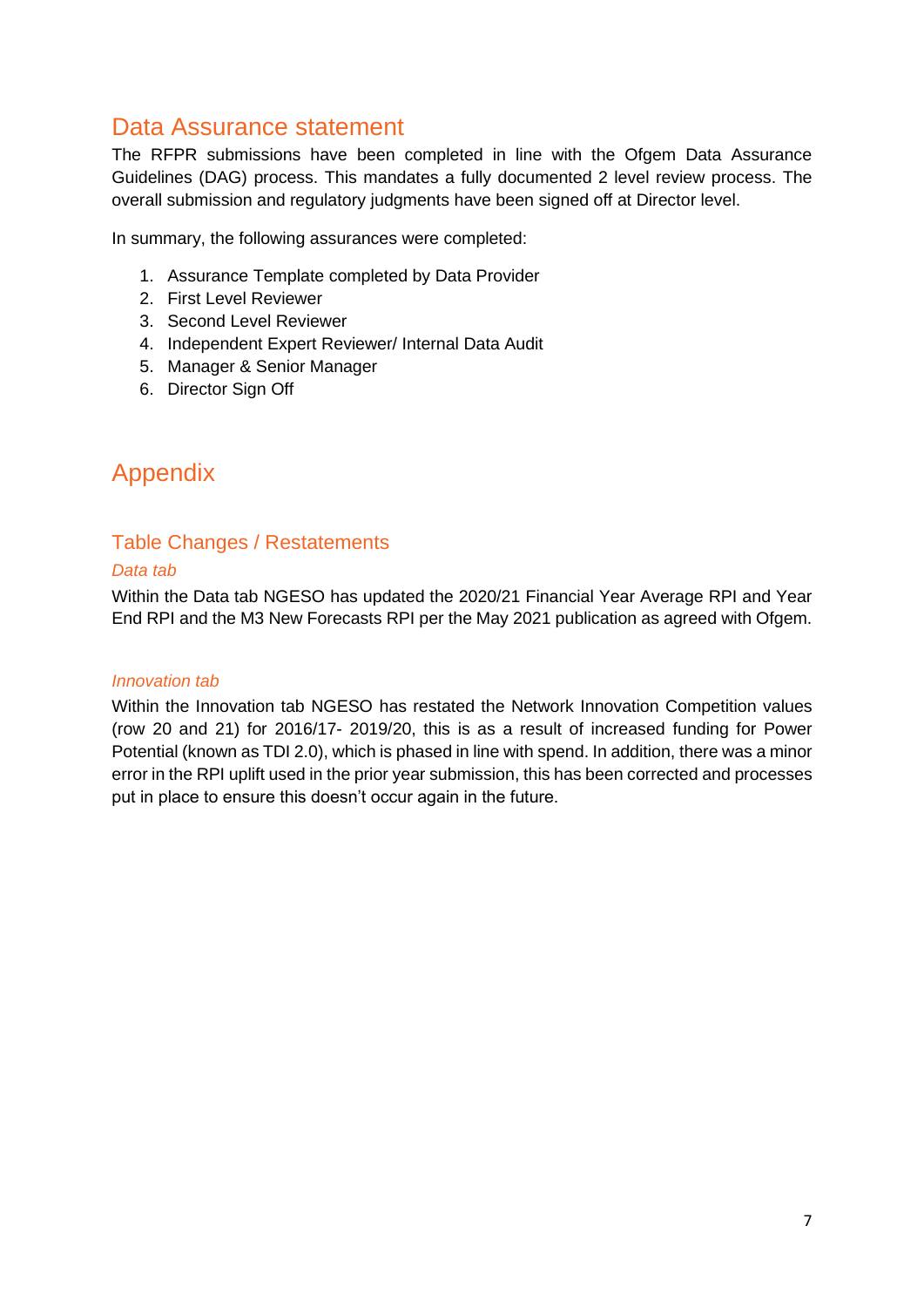## Data Assurance statement

The RFPR submissions have been completed in line with the Ofgem Data Assurance Guidelines (DAG) process. This mandates a fully documented 2 level review process. The overall submission and regulatory judgments have been signed off at Director level.

In summary, the following assurances were completed:

1. Assurance Template completed by Data Provider
2. First Level Reviewer
3. Second Level Reviewer
4. Independent Expert Reviewer/ Internal Data Audit
5. Manager & Senior Manager
6. Director Sign Off

# Appendix

## Table Changes / Restatements

### *Data tab*

Within the Data tab NGESO has updated the 2020/21 Financial Year Average RPI and Year End RPI and the M3 New Forecasts RPI per the May 2021 publication as agreed with Ofgem.

### *Innovation tab*

Within the Innovation tab NGESO has restated the Network Innovation Competition values (row 20 and 21) for 2016/17- 2019/20, this is as a result of increased funding for Power Potential (known as TDI 2.0), which is phased in line with spend. In addition, there was a minor error in the RPI uplift used in the prior year submission, this has been corrected and processes put in place to ensure this doesn't occur again in the future.